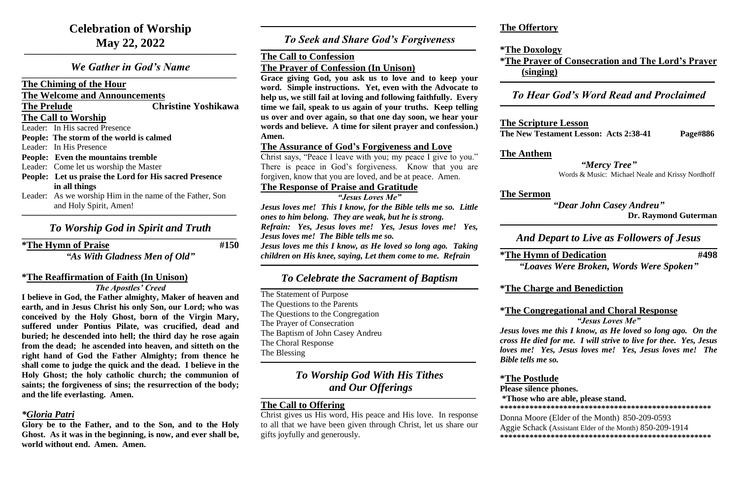# Celebration of Worship
# May 22, 2022

## *We Gather in God's Name*

**The Chiming of the Hour**

**The Welcome and Announcements**

**The Prelude** **Christine Yoshikawa**

**The Call to Worship**

Leader: In His sacred Presence
**People: The storm of the world is calmed**
Leader: In His Presence
**People: Even the mountains tremble**
Leader: Come let us worship the Master
**People: Let us praise the Lord for His sacred Presence in all things**
Leader: As we worship Him in the name of the Father, Son and Holy Spirit, Amen!

## *To Worship God in Spirit and Truth*

**\*The Hymn of Praise** **#150**
***"As With Gladness Men of Old"***

**\*The Reaffirmation of Faith (In Unison)**
***The Apostles' Creed***

**I believe in God, the Father almighty, Maker of heaven and earth, and in Jesus Christ his only Son, our Lord; who was conceived by the Holy Ghost, born of the Virgin Mary, suffered under Pontius Pilate, was crucified, dead and buried; he descended into hell; the third day he rose again from the dead; he ascended into heaven, and sitteth on the right hand of God the Father Almighty; from thence he shall come to judge the quick and the dead. I believe in the Holy Ghost; the holy catholic church; the communion of saints; the forgiveness of sins; the resurrection of the body; and the life everlasting. Amen.**

***\*Gloria Patri***

**Glory be to the Father, and to the Son, and to the Holy Ghost. As it was in the beginning, is now, and ever shall be, world without end. Amen. Amen.**

## *To Seek and Share God's Forgiveness*

**The Call to Confession**

**The Prayer of Confession (In Unison)**

**Grace giving God, you ask us to love and to keep your word. Simple instructions. Yet, even with the Advocate to help us, we still fail at loving and following faithfully. Every time we fail, speak to us again of your truths. Keep telling us over and over again, so that one day soon, we hear your words and believe. A time for silent prayer and confession.) Amen.**

**The Assurance of God's Forgiveness and Love**

Christ says, "Peace I leave with you; my peace I give to you." There is peace in God's forgiveness. Know that you are forgiven, know that you are loved, and be at peace. Amen.

**The Response of Praise and Gratitude**
***"Jesus Loves Me"***

***Jesus loves me! This I know, for the Bible tells me so. Little ones to him belong. They are weak, but he is strong.***
***Refrain: Yes, Jesus loves me! Yes, Jesus loves me! Yes, Jesus loves me! The Bible tells me so.***
***Jesus loves me this I know, as He loved so long ago. Taking children on His knee, saying, Let them come to me. Refrain***

## *To Celebrate the Sacrament of Baptism*

The Statement of Purpose
The Questions to the Parents
The Questions to the Congregation
The Prayer of Consecration
The Baptism of John Casey Andreu
The Choral Response
The Blessing

## *To Worship God With His Tithes and Our Offerings*

**The Call to Offering**

Christ gives us His word, His peace and His love. In response to all that we have been given through Christ, let us share our gifts joyfully and generously.

**The Offertory**

**\*The Doxology**

**\*The Prayer of Consecration and The Lord's Prayer (singing)**

## *To Hear God's Word Read and Proclaimed*

**The Scripture Lesson**
**The New Testament Lesson: Acts 2:38-41** **Page#886**

**The Anthem**
***"Mercy Tree"***
Words & Music: Michael Neale and Krissy Nordhoff

**The Sermon**
***"Dear John Casey Andreu"***
**Dr. Raymond Guterman**

## *And Depart to Live as Followers of Jesus*

**\*The Hymn of Dedication** **#498**
***"Loaves Were Broken, Words Were Spoken"***

**\*The Charge and Benediction**

**\*The Congregational and Choral Response**
***"Jesus Loves Me"***

***Jesus loves me this I know, as He loved so long ago. On the cross He died for me. I will strive to live for thee. Yes, Jesus loves me! Yes, Jesus loves me! Yes, Jesus loves me! The Bible tells me so.***

**\*The Postlude**

**Please silence phones.**
**\*Those who are able, please stand.**

**\*\*\*\*\*\*\*\*\*\*\*\*\*\*\*\*\*\*\*\*\*\*\*\*\*\*\*\*\*\*\*\*\*\*\*\*\*\*\*\*\*\*\*\*\*\*\*\*\*\***

Donna Moore (Elder of the Month) 850-209-0593
Aggie Schack (Assistant Elder of the Month) 850-209-1914

**\*\*\*\*\*\*\*\*\*\*\*\*\*\*\*\*\*\*\*\*\*\*\*\*\*\*\*\*\*\*\*\*\*\*\*\*\*\*\*\*\*\*\*\*\*\*\*\*\*\***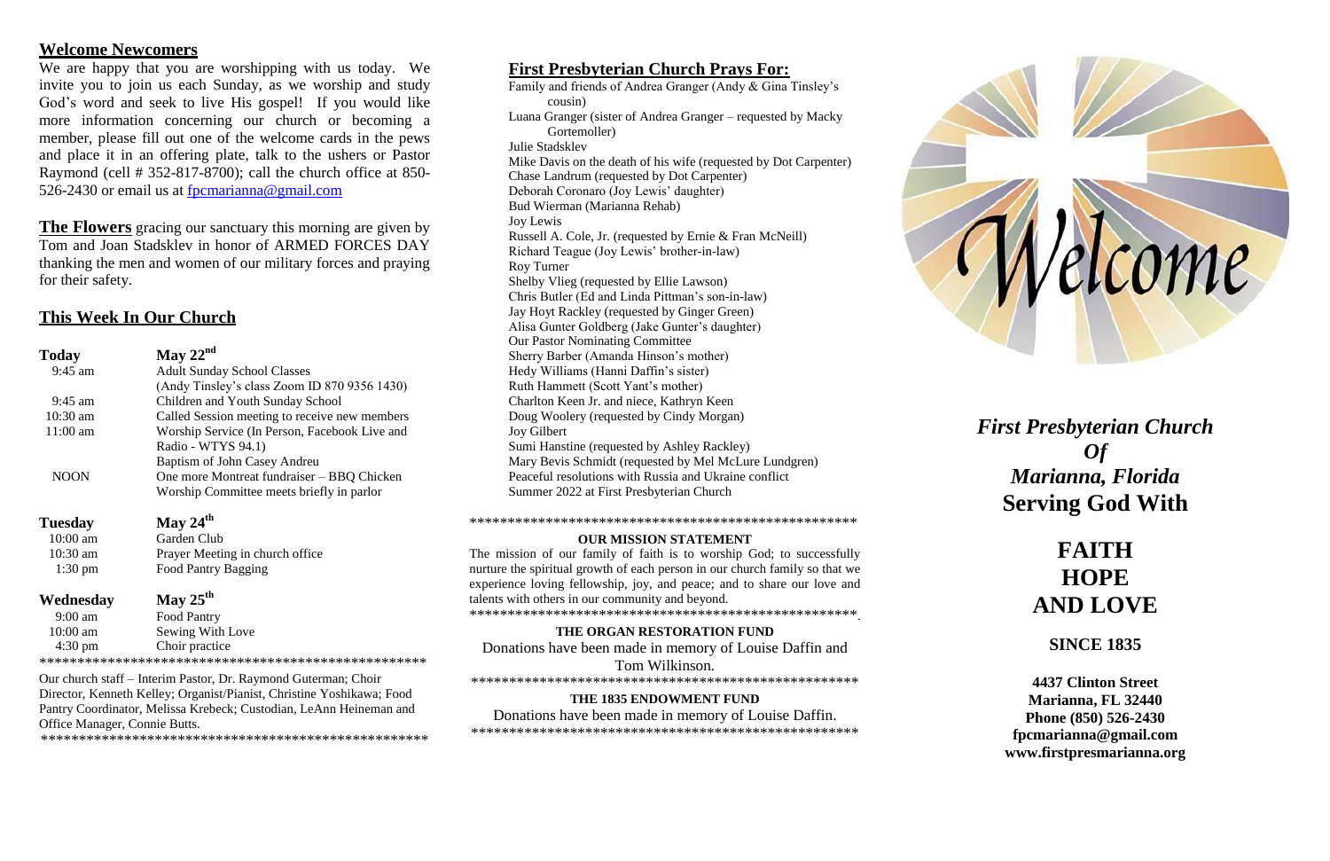## Welcome Newcomers

We are happy that you are worshipping with us today. We invite you to join us each Sunday, as we worship and study God's word and seek to live His gospel! If you would like more information concerning our church or becoming a member, please fill out one of the welcome cards in the pews and place it in an offering plate, talk to the ushers or Pastor Raymond (cell # 352-817-8700); call the church office at 850-526-2430 or email us at fpcmarianna@gmail.com

**The Flowers** gracing our sanctuary this morning are given by Tom and Joan Stadsklev in honor of ARMED FORCES DAY thanking the men and women of our military forces and praying for their safety.

## This Week In Our Church

| | | |
|---|---|---|
| **Today** | **May 22nd** | |
| 9:45 am | Adult Sunday School Classes (Andy Tinsley's class Zoom ID 870 9356 1430) | |
| 9:45 am | Children and Youth Sunday School | |
| 10:30 am | Called Session meeting to receive new members | |
| 11:00 am | Worship Service (In Person, Facebook Live and Radio - WTYS 94.1) Baptism of John Casey Andreu | |
| NOON | One more Montreat fundraiser – BBQ Chicken Worship Committee meets briefly in parlor | |
| **Tuesday** | **May 24th** | |
| 10:00 am | Garden Club | |
| 10:30 am | Prayer Meeting in church office | |
| 1:30 pm | Food Pantry Bagging | |
| **Wednesday** | **May 25th** | |
| 9:00 am | Food Pantry | |
| 10:00 am | Sewing With Love | |
| 4:30 pm | Choir practice | |

*****************************************************

Our church staff – Interim Pastor, Dr. Raymond Guterman; Choir Director, Kenneth Kelley; Organist/Pianist, Christine Yoshikawa; Food Pantry Coordinator, Melissa Krebeck; Custodian, LeAnn Heineman and Office Manager, Connie Butts.

*****************************************************

## First Presbyterian Church Prays For:

Family and friends of Andrea Granger (Andy & Gina Tinsley's cousin)
Luana Granger (sister of Andrea Granger – requested by Macky Gortemoller)
Julie Stadsklev
Mike Davis on the death of his wife (requested by Dot Carpenter)
Chase Landrum (requested by Dot Carpenter)
Deborah Coronaro (Joy Lewis' daughter)
Bud Wierman (Marianna Rehab)
Joy Lewis
Russell A. Cole, Jr. (requested by Ernie & Fran McNeill)
Richard Teague (Joy Lewis' brother-in-law)
Roy Turner
Shelby Vlieg (requested by Ellie Lawson)
Chris Butler (Ed and Linda Pittman's son-in-law)
Jay Hoyt Rackley (requested by Ginger Green)
Alisa Gunter Goldberg (Jake Gunter's daughter)
Our Pastor Nominating Committee
Sherry Barber (Amanda Hinson's mother)
Hedy Williams (Hanni Daffin's sister)
Ruth Hammett (Scott Yant's mother)
Charlton Keen Jr. and niece, Kathryn Keen
Doug Woolery (requested by Cindy Morgan)
Joy Gilbert
Sumi Hanstine (requested by Ashley Rackley)
Mary Bevis Schmidt (requested by Mel McLure Lundgren)
Peaceful resolutions with Russia and Ukraine conflict
Summer 2022 at First Presbyterian Church

*****************************************************

**OUR MISSION STATEMENT**

The mission of our family of faith is to worship God; to successfully nurture the spiritual growth of each person in our church family so that we experience loving fellowship, joy, and peace; and to share our love and talents with others in our community and beyond.

*****************************************************

**THE ORGAN RESTORATION FUND**

Donations have been made in memory of Louise Daffin and Tom Wilkinson.

*****************************************************

**THE 1835 ENDOWMENT FUND**

Donations have been made in memory of Louise Daffin.

*****************************************************

Welcome

*First Presbyterian Church Of Marianna, Florida*

**Serving God With**

# FAITH
# HOPE
# AND LOVE

**SINCE 1835**

**4437 Clinton Street**
**Marianna, FL 32440**
**Phone (850) 526-2430**
**fpcmarianna@gmail.com**
**www.firstpresmarianna.org**